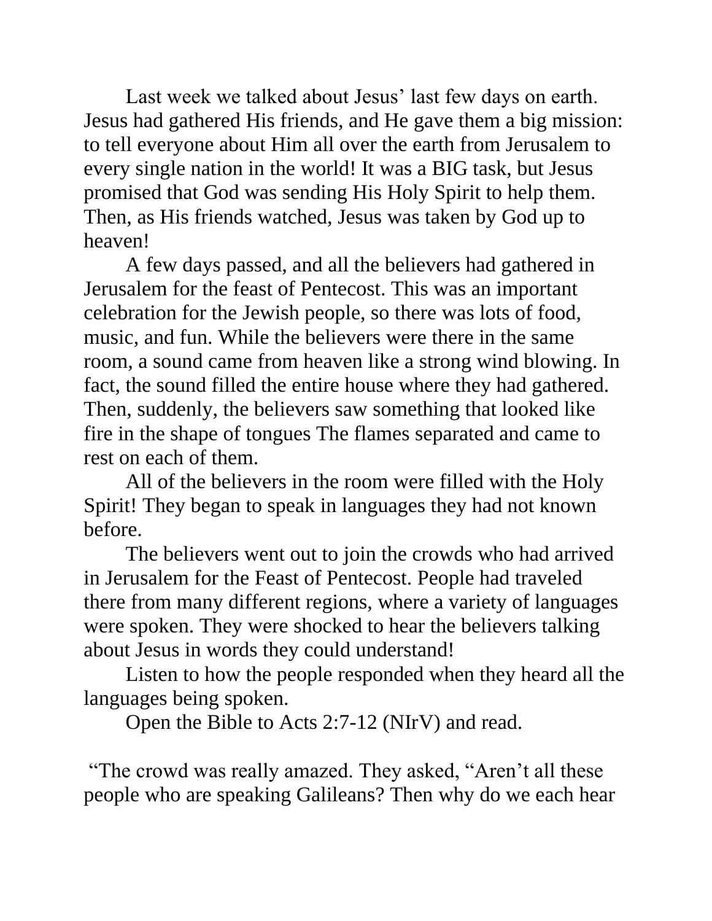Last week we talked about Jesus' last few days on earth. Jesus had gathered His friends, and He gave them a big mission: to tell everyone about Him all over the earth from Jerusalem to every single nation in the world! It was a BIG task, but Jesus promised that God was sending His Holy Spirit to help them. Then, as His friends watched, Jesus was taken by God up to heaven!

A few days passed, and all the believers had gathered in Jerusalem for the feast of Pentecost. This was an important celebration for the Jewish people, so there was lots of food, music, and fun. While the believers were there in the same room, a sound came from heaven like a strong wind blowing. In fact, the sound filled the entire house where they had gathered. Then, suddenly, the believers saw something that looked like fire in the shape of tongues The flames separated and came to rest on each of them.

All of the believers in the room were filled with the Holy Spirit! They began to speak in languages they had not known before.

The believers went out to join the crowds who had arrived in Jerusalem for the Feast of Pentecost. People had traveled there from many different regions, where a variety of languages were spoken. They were shocked to hear the believers talking about Jesus in words they could understand!

Listen to how the people responded when they heard all the languages being spoken.

Open the Bible to Acts 2:7-12 (NIrV) and read.

"The crowd was really amazed. They asked, "Aren't all these people who are speaking Galileans? Then why do we each hear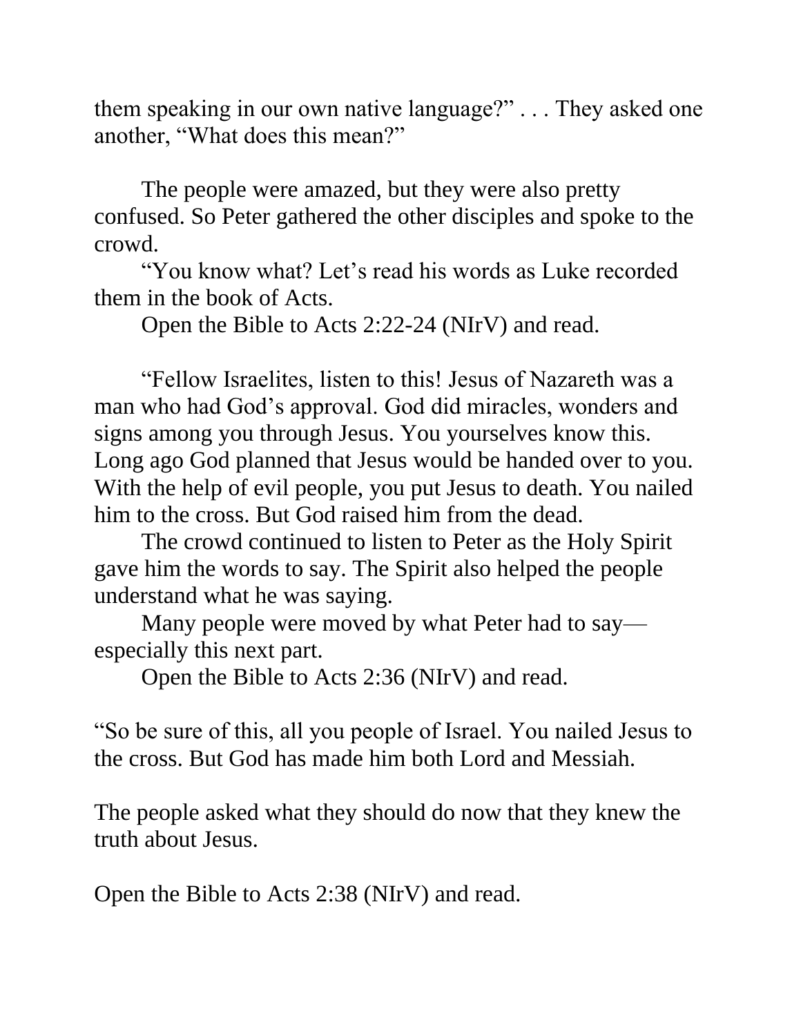them speaking in our own native language?” . . . They asked one another, “What does this mean?”

The people were amazed, but they were also pretty confused. So Peter gathered the other disciples and spoke to the crowd.

“You know what? Let’s read his words as Luke recorded them in the book of Acts.

Open the Bible to Acts 2:22-24 (NIrV) and read.

“Fellow Israelites, listen to this! Jesus of Nazareth was a man who had God’s approval. God did miracles, wonders and signs among you through Jesus. You yourselves know this. Long ago God planned that Jesus would be handed over to you. With the help of evil people, you put Jesus to death. You nailed him to the cross. But God raised him from the dead.

The crowd continued to listen to Peter as the Holy Spirit gave him the words to say. The Spirit also helped the people understand what he was saying.

Many people were moved by what Peter had to say—especially this next part.

Open the Bible to Acts 2:36 (NIrV) and read.

“So be sure of this, all you people of Israel. You nailed Jesus to the cross. But God has made him both Lord and Messiah.

The people asked what they should do now that they knew the truth about Jesus.

Open the Bible to Acts 2:38 (NIrV) and read.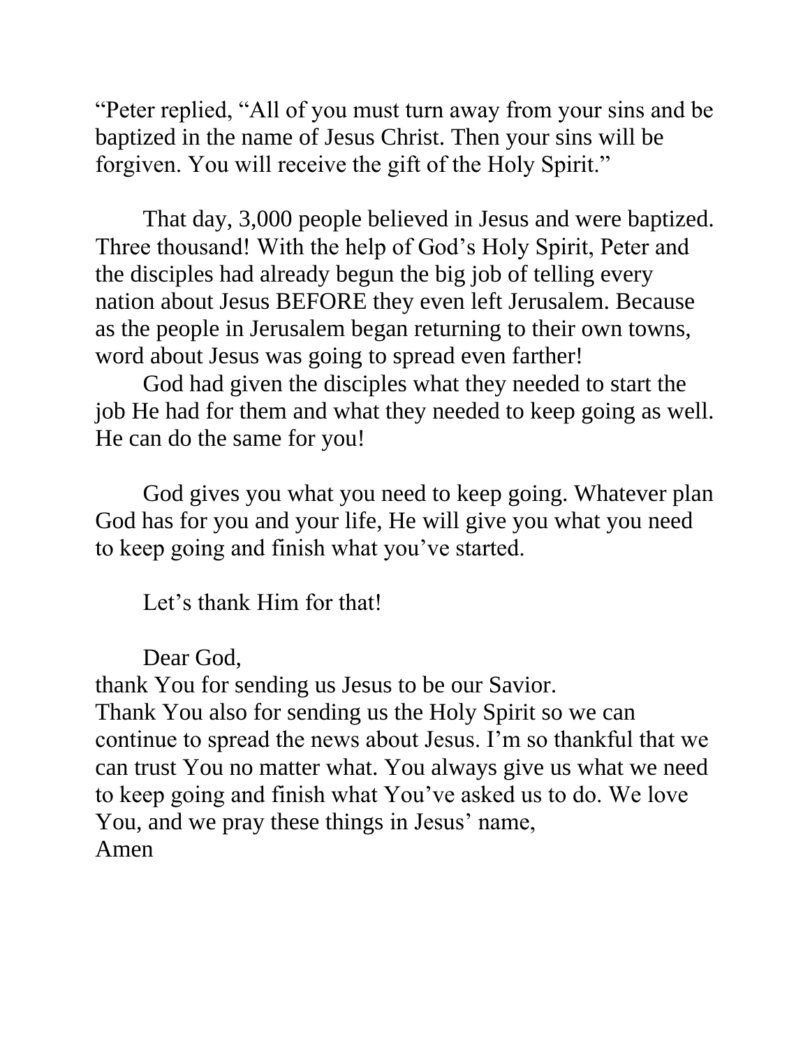"Peter replied, "All of you must turn away from your sins and be baptized in the name of Jesus Christ. Then your sins will be forgiven. You will receive the gift of the Holy Spirit."

That day, 3,000 people believed in Jesus and were baptized. Three thousand! With the help of God's Holy Spirit, Peter and the disciples had already begun the big job of telling every nation about Jesus BEFORE they even left Jerusalem. Because as the people in Jerusalem began returning to their own towns, word about Jesus was going to spread even farther!

God had given the disciples what they needed to start the job He had for them and what they needed to keep going as well. He can do the same for you!

God gives you what you need to keep going. Whatever plan God has for you and your life, He will give you what you need to keep going and finish what you've started.

Let's thank Him for that!

Dear God,
thank You for sending us Jesus to be our Savior.
Thank You also for sending us the Holy Spirit so we can continue to spread the news about Jesus. I'm so thankful that we can trust You no matter what. You always give us what we need to keep going and finish what You've asked us to do. We love You, and we pray these things in Jesus' name,
Amen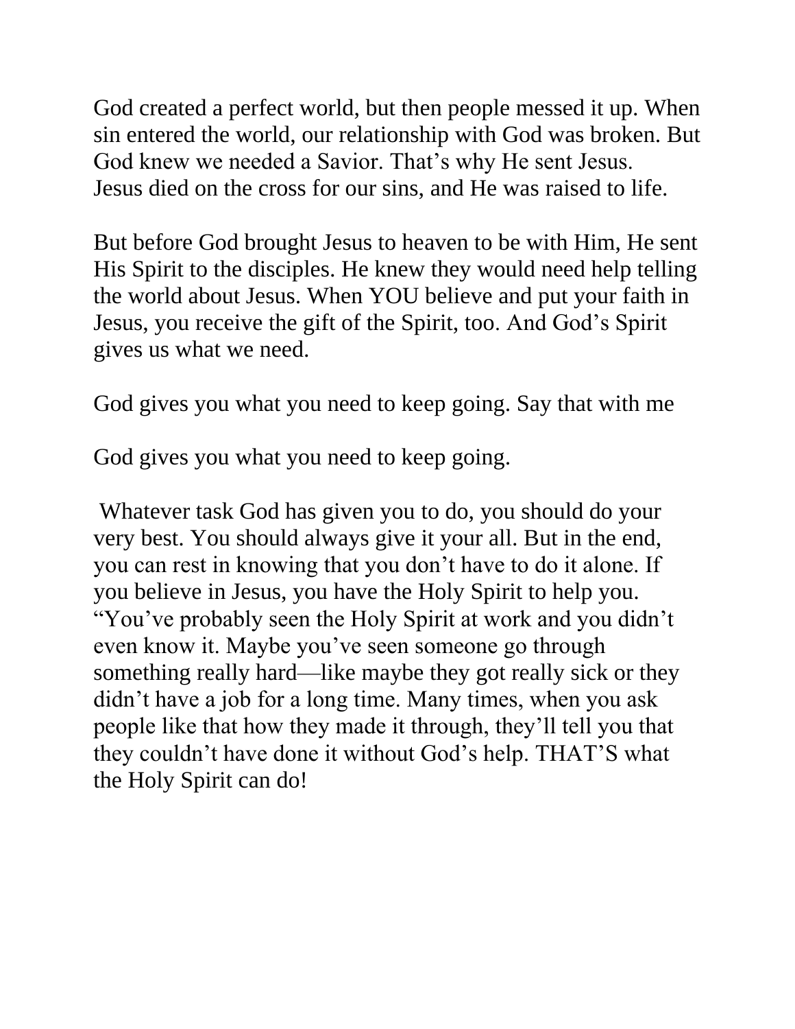God created a perfect world, but then people messed it up. When sin entered the world, our relationship with God was broken. But God knew we needed a Savior. That's why He sent Jesus. Jesus died on the cross for our sins, and He was raised to life.

But before God brought Jesus to heaven to be with Him, He sent His Spirit to the disciples. He knew they would need help telling the world about Jesus. When YOU believe and put your faith in Jesus, you receive the gift of the Spirit, too. And God's Spirit gives us what we need.

God gives you what you need to keep going. Say that with me

God gives you what you need to keep going.

Whatever task God has given you to do, you should do your very best. You should always give it your all. But in the end, you can rest in knowing that you don't have to do it alone. If you believe in Jesus, you have the Holy Spirit to help you. "You've probably seen the Holy Spirit at work and you didn't even know it. Maybe you've seen someone go through something really hard—like maybe they got really sick or they didn't have a job for a long time. Many times, when you ask people like that how they made it through, they'll tell you that they couldn't have done it without God's help. THAT'S what the Holy Spirit can do!